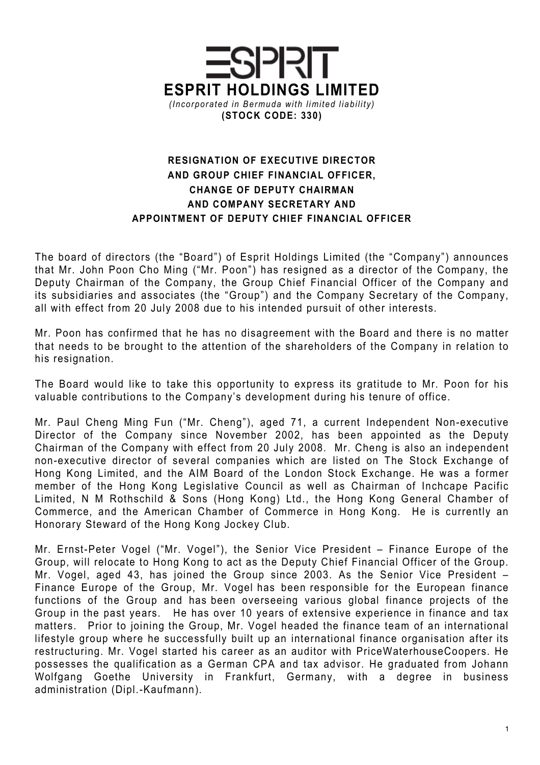# ESPRIT HOLDINGS LIMITED

*(Incorporated in Bermuda with limited liability)*

**(STOCK CODE: 330)**

## RESIGNATION OF EXECUTIVE DIRECTOR AND GROUP CHIEF FINANCIAL OFFICER, CHANGE OF DEPUTY CHAIRMAN AND COMPANY SECRETARY AND APPOINTMENT OF DEPUTY CHIEF FINANCIAL OFFICER

The board of directors (the "Board") of Esprit Holdings Limited (the "Company") announces that Mr. John Poon Cho Ming ("Mr. Poon") has resigned as a director of the Company, the Deputy Chairman of the Company, the Group Chief Financial Officer of the Company and its subsidiaries and associates (the "Group") and the Company Secretary of the Company, all with effect from 20 July 2008 due to his intended pursuit of other interests.

Mr. Poon has confirmed that he has no disagreement with the Board and there is no matter that needs to be brought to the attention of the shareholders of the Company in relation to his resignation.

The Board would like to take this opportunity to express its gratitude to Mr. Poon for his valuable contributions to the Company's development during his tenure of office.

Mr. Paul Cheng Ming Fun ("Mr. Cheng"), aged 71, a current Independent Non-executive Director of the Company since November 2002, has been appointed as the Deputy Chairman of the Company with effect from 20 July 2008. Mr. Cheng is also an independent non-executive director of several companies which are listed on The Stock Exchange of Hong Kong Limited, and the AIM Board of the London Stock Exchange. He was a former member of the Hong Kong Legislative Council as well as Chairman of Inchcape Pacific Limited, N M Rothschild & Sons (Hong Kong) Ltd., the Hong Kong General Chamber of Commerce, and the American Chamber of Commerce in Hong Kong. He is currently an Honorary Steward of the Hong Kong Jockey Club.

Mr. Ernst-Peter Vogel ("Mr. Vogel"), the Senior Vice President – Finance Europe of the Group, will relocate to Hong Kong to act as the Deputy Chief Financial Officer of the Group. Mr. Vogel, aged 43, has joined the Group since 2003. As the Senior Vice President – Finance Europe of the Group, Mr. Vogel has been responsible for the European finance functions of the Group and has been overseeing various global finance projects of the Group in the past years. He has over 10 years of extensive experience in finance and tax matters. Prior to joining the Group, Mr. Vogel headed the finance team of an international lifestyle group where he successfully built up an international finance organisation after its restructuring. Mr. Vogel started his career as an auditor with PriceWaterhouseCoopers. He possesses the qualification as a German CPA and tax advisor. He graduated from Johann Wolfgang Goethe University in Frankfurt, Germany, with a degree in business administration (Dipl.-Kaufmann).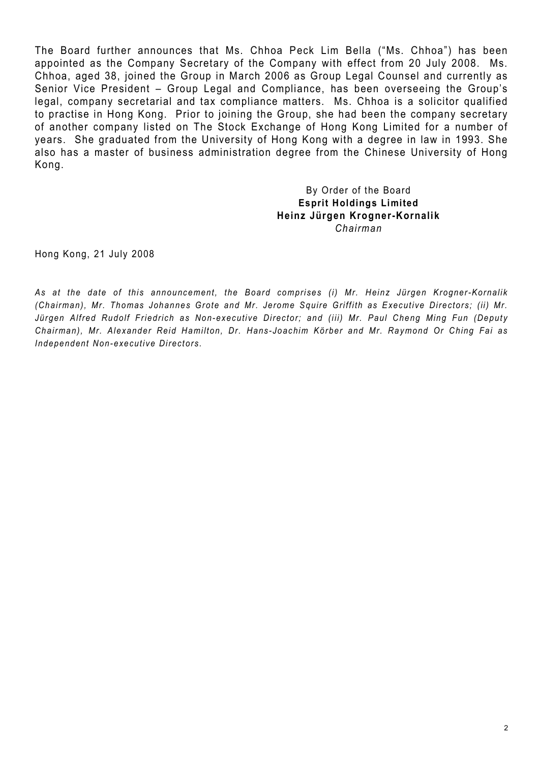The Board further announces that Ms. Chhoa Peck Lim Bella ("Ms. Chhoa") has been appointed as the Company Secretary of the Company with effect from 20 July 2008. Ms. Chhoa, aged 38, joined the Group in March 2006 as Group Legal Counsel and currently as Senior Vice President – Group Legal and Compliance, has been overseeing the Group's legal, company secretarial and tax compliance matters. Ms. Chhoa is a solicitor qualified to practise in Hong Kong. Prior to joining the Group, she had been the company secretary of another company listed on The Stock Exchange of Hong Kong Limited for a number of years. She graduated from the University of Hong Kong with a degree in law in 1993. She also has a master of business administration degree from the Chinese University of Hong Kong.

By Order of the Board
**Esprit Holdings Limited**
**Heinz Jürgen Krogner-Kornalik**
*Chairman*

Hong Kong, 21 July 2008

*As at the date of this announcement, the Board comprises (i) Mr. Heinz Jürgen Krogner-Kornalik (Chairman), Mr. Thomas Johannes Grote and Mr. Jerome Squire Griffith as Executive Directors; (ii) Mr. Jürgen Alfred Rudolf Friedrich as Non-executive Director; and (iii) Mr. Paul Cheng Ming Fun (Deputy Chairman), Mr. Alexander Reid Hamilton, Dr. Hans-Joachim Körber and Mr. Raymond Or Ching Fai as Independent Non-executive Directors.*